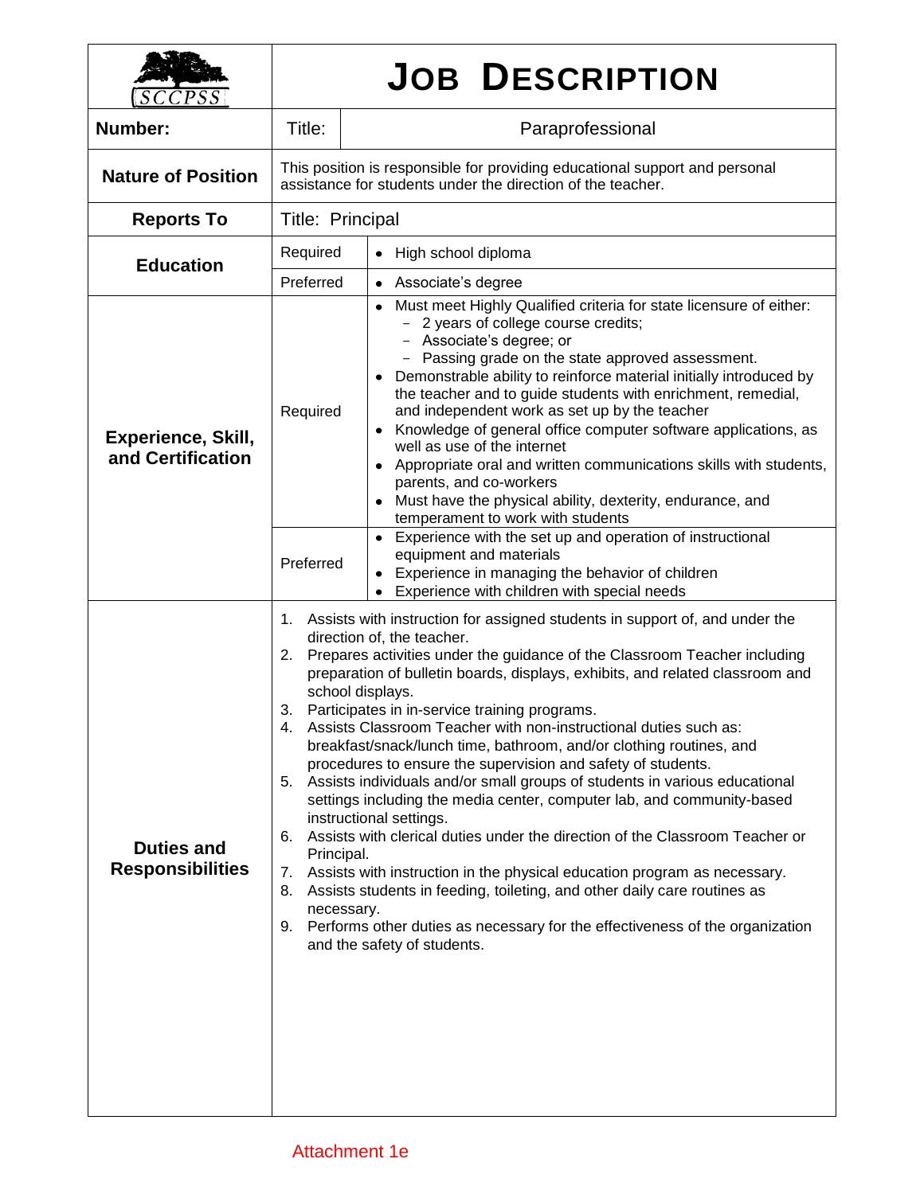SCCPSS

# JOB DESCRIPTION

| Number: | Title: | Paraprofessional |
|---|---|---|
| **Nature of Position** | This position is responsible for providing educational support and personal assistance for students under the direction of the teacher. | |
| **Reports To** | Title: Principal | |
| **Education** | Required | • High school diploma |
| | Preferred | • Associate's degree |
| **Experience, Skill, and Certification** | Required | • Must meet Highly Qualified criteria for state licensure of either:<br>– 2 years of college course credits;<br>– Associate's degree; or<br>– Passing grade on the state approved assessment.<br>• Demonstrable ability to reinforce material initially introduced by the teacher and to guide students with enrichment, remedial, and independent work as set up by the teacher<br>• Knowledge of general office computer software applications, as well as use of the internet<br>• Appropriate oral and written communications skills with students, parents, and co-workers<br>• Must have the physical ability, dexterity, endurance, and temperament to work with students |
| | Preferred | • Experience with the set up and operation of instructional equipment and materials<br>• Experience in managing the behavior of children<br>• Experience with children with special needs |
| **Duties and Responsibilities** | 1. Assists with instruction for assigned students in support of, and under the direction of, the teacher.<br>2. Prepares activities under the guidance of the Classroom Teacher including preparation of bulletin boards, displays, exhibits, and related classroom and school displays.<br>3. Participates in in-service training programs.<br>4. Assists Classroom Teacher with non-instructional duties such as: breakfast/snack/lunch time, bathroom, and/or clothing routines, and procedures to ensure the supervision and safety of students.<br>5. Assists individuals and/or small groups of students in various educational settings including the media center, computer lab, and community-based instructional settings.<br>6. Assists with clerical duties under the direction of the Classroom Teacher or Principal.<br>7. Assists with instruction in the physical education program as necessary.<br>8. Assists students in feeding, toileting, and other daily care routines as necessary.<br>9. Performs other duties as necessary for the effectiveness of the organization and the safety of students. | |

Attachment 1e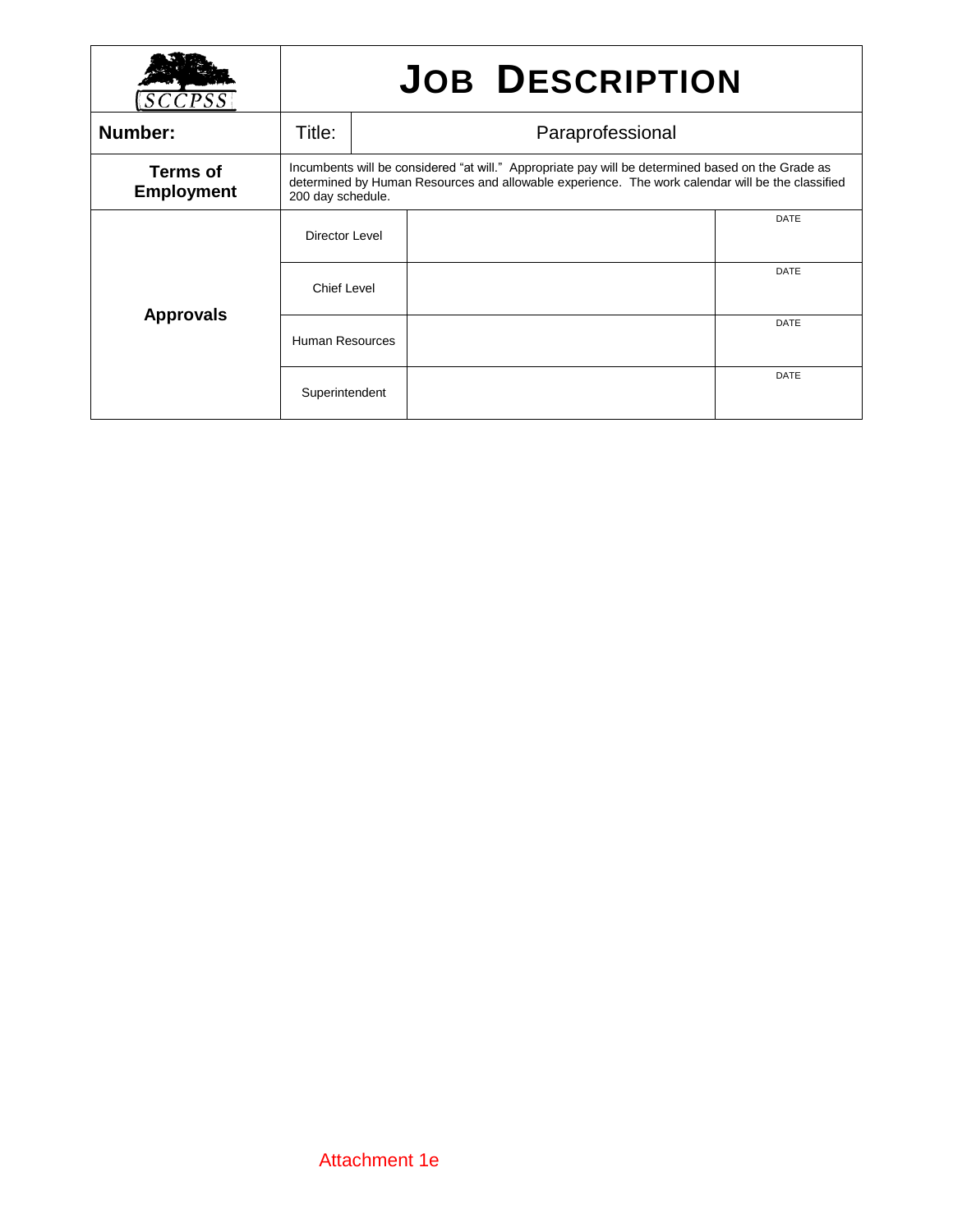| SCCPSS | JOB DESCRIPTION | | |
|---|---|---|---|
| **Number:** | Title: | Paraprofessional | |
| **Terms of Employment** | Incumbents will be considered "at will." Appropriate pay will be determined based on the Grade as determined by Human Resources and allowable experience. The work calendar will be the classified 200 day schedule. | | |
| **Approvals** | Director Level | | DATE |
| | Chief Level | | DATE |
| | Human Resources | | DATE |
| | Superintendent | | DATE |

Attachment 1e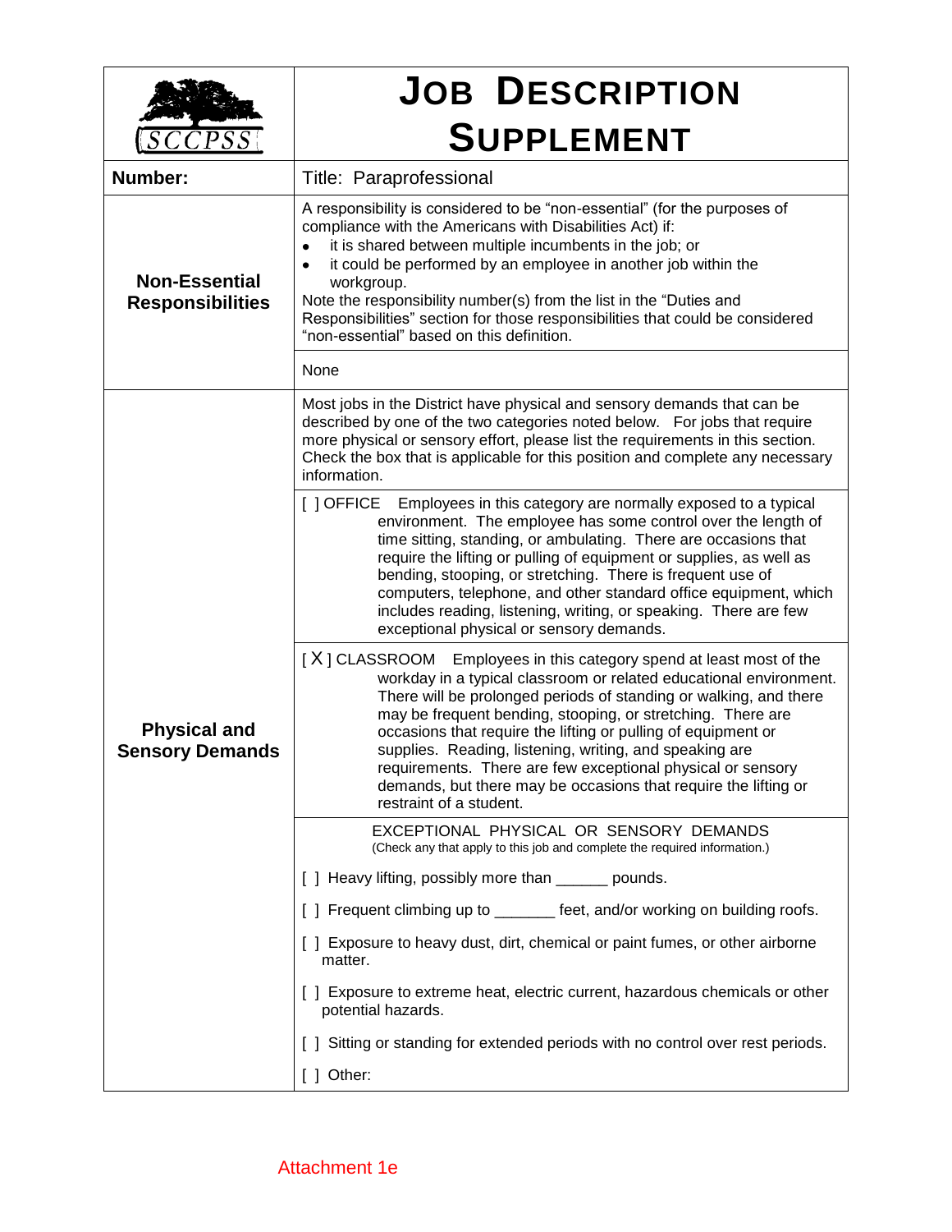# JOB DESCRIPTION SUPPLEMENT

SCCPSS

| | |
|---|---|
| **Number:** | Title: Paraprofessional |
| **Non-Essential Responsibilities** | A responsibility is considered to be "non-essential" (for the purposes of compliance with the Americans with Disabilities Act) if:<br>• it is shared between multiple incumbents in the job; or<br>• it could be performed by an employee in another job within the workgroup.<br>Note the responsibility number(s) from the list in the "Duties and Responsibilities" section for those responsibilities that could be considered "non-essential" based on this definition. |
| | None |
| **Physical and Sensory Demands** | Most jobs in the District have physical and sensory demands that can be described by one of the two categories noted below. For jobs that require more physical or sensory effort, please list the requirements in this section. Check the box that is applicable for this position and complete any necessary information. |
| | [ ] OFFICE Employees in this category are normally exposed to a typical environment. The employee has some control over the length of time sitting, standing, or ambulating. There are occasions that require the lifting or pulling of equipment or supplies, as well as bending, stooping, or stretching. There is frequent use of computers, telephone, and other standard office equipment, which includes reading, listening, writing, or speaking. There are few exceptional physical or sensory demands. |
| | [ X ] CLASSROOM Employees in this category spend at least most of the workday in a typical classroom or related educational environment. There will be prolonged periods of standing or walking, and there may be frequent bending, stooping, or stretching. There are occasions that require the lifting or pulling of equipment or supplies. Reading, listening, writing, and speaking are requirements. There are few exceptional physical or sensory demands, but there may be occasions that require the lifting or restraint of a student. |
| | EXCEPTIONAL PHYSICAL OR SENSORY DEMANDS<br>(Check any that apply to this job and complete the required information.)<br>[ ] Heavy lifting, possibly more than ______ pounds.<br>[ ] Frequent climbing up to _______ feet, and/or working on building roofs.<br>[ ] Exposure to heavy dust, dirt, chemical or paint fumes, or other airborne matter.<br>[ ] Exposure to extreme heat, electric current, hazardous chemicals or other potential hazards.<br>[ ] Sitting or standing for extended periods with no control over rest periods.<br>[ ] Other: |

Attachment 1e